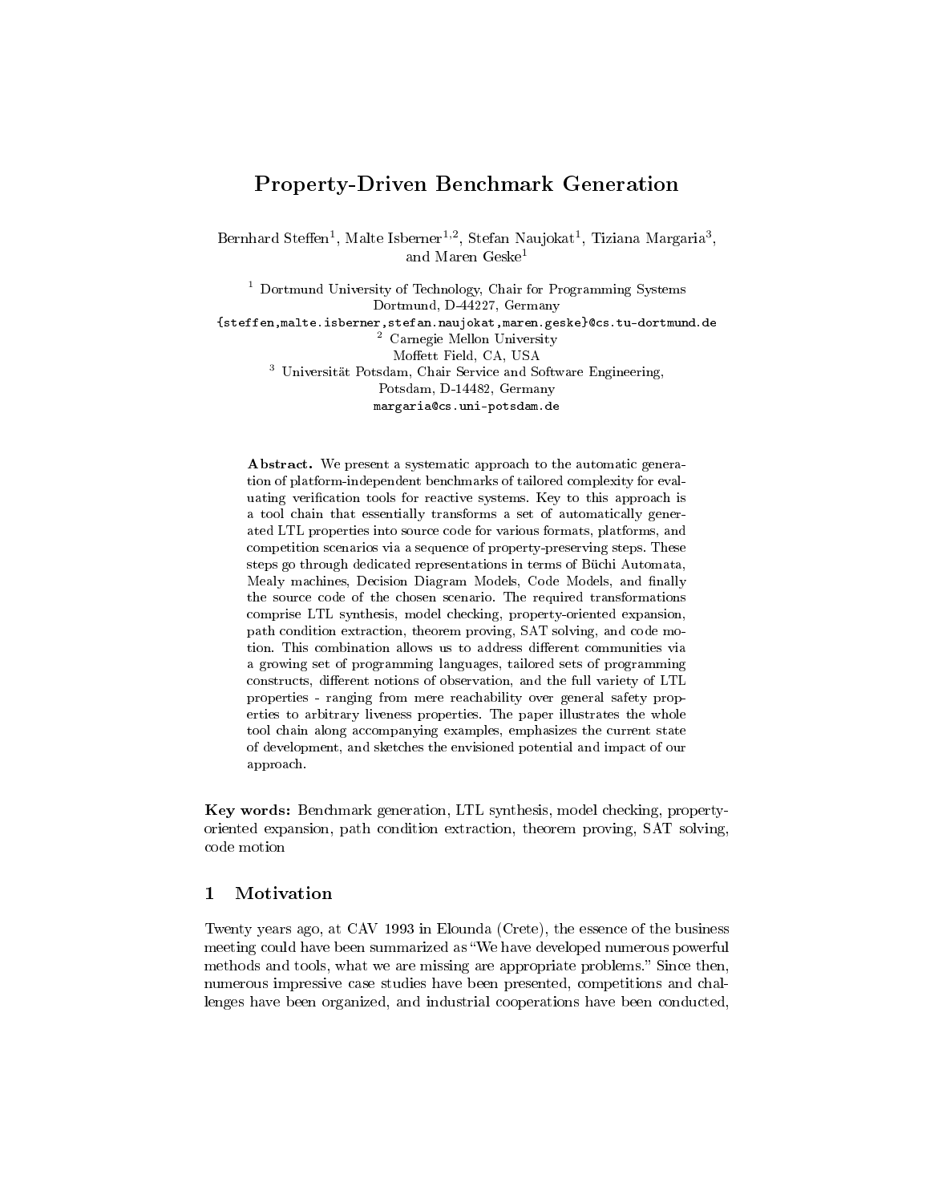# Property-Driven Benchmark Generation

Bernhard Steffen[1], Malte Isberner[1,2], Stefan Naujokat[1], Tiziana Margaria[3], and Maren Geske[1]

[1] Dortmund University of Technology, Chair for Programming Systems
Dortmund, D-44227, Germany
{steffen,malte.isberner,stefan.naujokat,maren.geske}@cs.tu-dortmund.de

[2] Carnegie Mellon University
Moffett Field, CA, USA

[3] Universität Potsdam, Chair Service and Software Engineering,
Potsdam, D-14482, Germany
margaria@cs.uni-potsdam.de

**Abstract.** We present a systematic approach to the automatic generation of platform-independent benchmarks of tailored complexity for evaluating verification tools for reactive systems. Key to this approach is a tool chain that essentially transforms a set of automatically generated LTL properties into source code for various formats, platforms, and competition scenarios via a sequence of property-preserving steps. These steps go through dedicated representations in terms of Büchi Automata, Mealy machines, Decision Diagram Models, Code Models, and finally the source code of the chosen scenario. The required transformations comprise LTL synthesis, model checking, property-oriented expansion, path condition extraction, theorem proving, SAT solving, and code motion. This combination allows us to address different communities via a growing set of programming languages, tailored sets of programming constructs, different notions of observation, and the full variety of LTL properties - ranging from mere reachability over general safety properties to arbitrary liveness properties. The paper illustrates the whole tool chain along accompanying examples, emphasizes the current state of development, and sketches the envisioned potential and impact of our approach.

**Key words:** Benchmark generation, LTL synthesis, model checking, property-oriented expansion, path condition extraction, theorem proving, SAT solving, code motion

## 1 Motivation

Twenty years ago, at CAV 1993 in Elounda (Crete), the essence of the business meeting could have been summarized as "We have developed numerous powerful methods and tools, what we are missing are appropriate problems." Since then, numerous impressive case studies have been presented, competitions and challenges have been organized, and industrial cooperations have been conducted,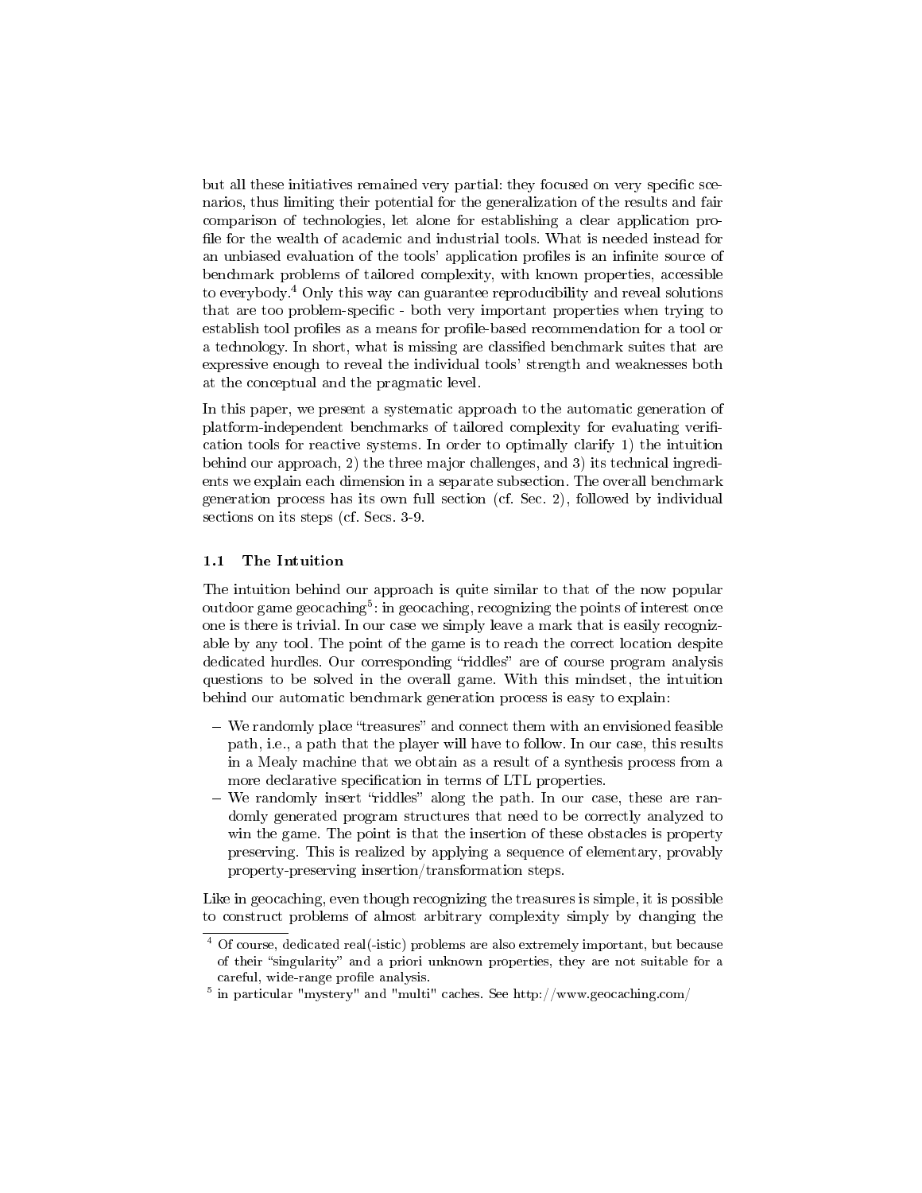but all these initiatives remained very partial: they focused on very specific scenarios, thus limiting their potential for the generalization of the results and fair comparison of technologies, let alone for establishing a clear application profile for the wealth of academic and industrial tools. What is needed instead for an unbiased evaluation of the tools' application profiles is an infinite source of benchmark problems of tailored complexity, with known properties, accessible to everybody.[4] Only this way can guarantee reproducibility and reveal solutions that are too problem-specific - both very important properties when trying to establish tool profiles as a means for profile-based recommendation for a tool or a technology. In short, what is missing are classified benchmark suites that are expressive enough to reveal the individual tools' strength and weaknesses both at the conceptual and the pragmatic level.

In this paper, we present a systematic approach to the automatic generation of platform-independent benchmarks of tailored complexity for evaluating verification tools for reactive systems. In order to optimally clarify 1) the intuition behind our approach, 2) the three major challenges, and 3) its technical ingredients we explain each dimension in a separate subsection. The overall benchmark generation process has its own full section (cf. Sec. 2), followed by individual sections on its steps (cf. Secs. 3-9.

### 1.1 The Intuition

The intuition behind our approach is quite similar to that of the now popular outdoor game geocaching[5]: in geocaching, recognizing the points of interest once one is there is trivial. In our case we simply leave a mark that is easily recognizable by any tool. The point of the game is to reach the correct location despite dedicated hurdles. Our corresponding "riddles" are of course program analysis questions to be solved in the overall game. With this mindset, the intuition behind our automatic benchmark generation process is easy to explain:

- We randomly place "treasures" and connect them with an envisioned feasible path, i.e., a path that the player will have to follow. In our case, this results in a Mealy machine that we obtain as a result of a synthesis process from a more declarative specification in terms of LTL properties.
- We randomly insert "riddles" along the path. In our case, these are randomly generated program structures that need to be correctly analyzed to win the game. The point is that the insertion of these obstacles is property preserving. This is realized by applying a sequence of elementary, provably property-preserving insertion/transformation steps.

Like in geocaching, even though recognizing the treasures is simple, it is possible to construct problems of almost arbitrary complexity simply by changing the

---

[4] Of course, dedicated real(-istic) problems are also extremely important, but because of their "singularity" and a priori unknown properties, they are not suitable for a careful, wide-range profile analysis.

[5] in particular "mystery" and "multi" caches. See http://www.geocaching.com/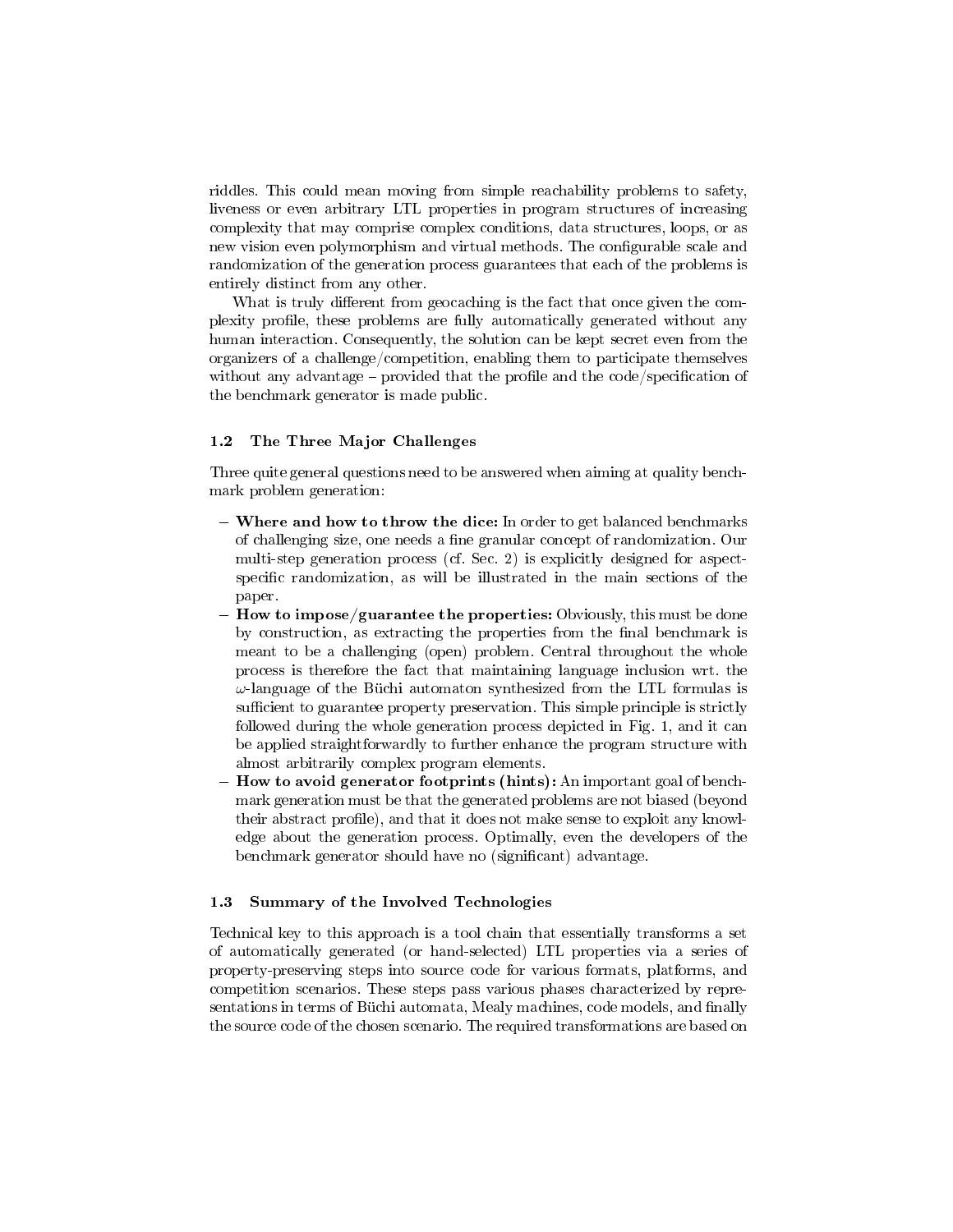riddles. This could mean moving from simple reachability problems to safety, liveness or even arbitrary LTL properties in program structures of increasing complexity that may comprise complex conditions, data structures, loops, or as new vision even polymorphism and virtual methods. The configurable scale and randomization of the generation process guarantees that each of the problems is entirely distinct from any other.

What is truly different from geocaching is the fact that once given the complexity profile, these problems are fully automatically generated without any human interaction. Consequently, the solution can be kept secret even from the organizers of a challenge/competition, enabling them to participate themselves without any advantage – provided that the profile and the code/specification of the benchmark generator is made public.

### 1.2 The Three Major Challenges

Three quite general questions need to be answered when aiming at quality benchmark problem generation:

- **Where and how to throw the dice:** In order to get balanced benchmarks of challenging size, one needs a fine granular concept of randomization. Our multi-step generation process (cf. Sec. 2) is explicitly designed for aspect-specific randomization, as will be illustrated in the main sections of the paper.
- **How to impose/guarantee the properties:** Obviously, this must be done by construction, as extracting the properties from the final benchmark is meant to be a challenging (open) problem. Central throughout the whole process is therefore the fact that maintaining language inclusion wrt. the $\omega$-language of the Büchi automaton synthesized from the LTL formulas is sufficient to guarantee property preservation. This simple principle is strictly followed during the whole generation process depicted in Fig. 1, and it can be applied straightforwardly to further enhance the program structure with almost arbitrarily complex program elements.
- **How to avoid generator footprints (hints):** An important goal of benchmark generation must be that the generated problems are not biased (beyond their abstract profile), and that it does not make sense to exploit any knowledge about the generation process. Optimally, even the developers of the benchmark generator should have no (significant) advantage.

### 1.3 Summary of the Involved Technologies

Technical key to this approach is a tool chain that essentially transforms a set of automatically generated (or hand-selected) LTL properties via a series of property-preserving steps into source code for various formats, platforms, and competition scenarios. These steps pass various phases characterized by representations in terms of Büchi automata, Mealy machines, code models, and finally the source code of the chosen scenario. The required transformations are based on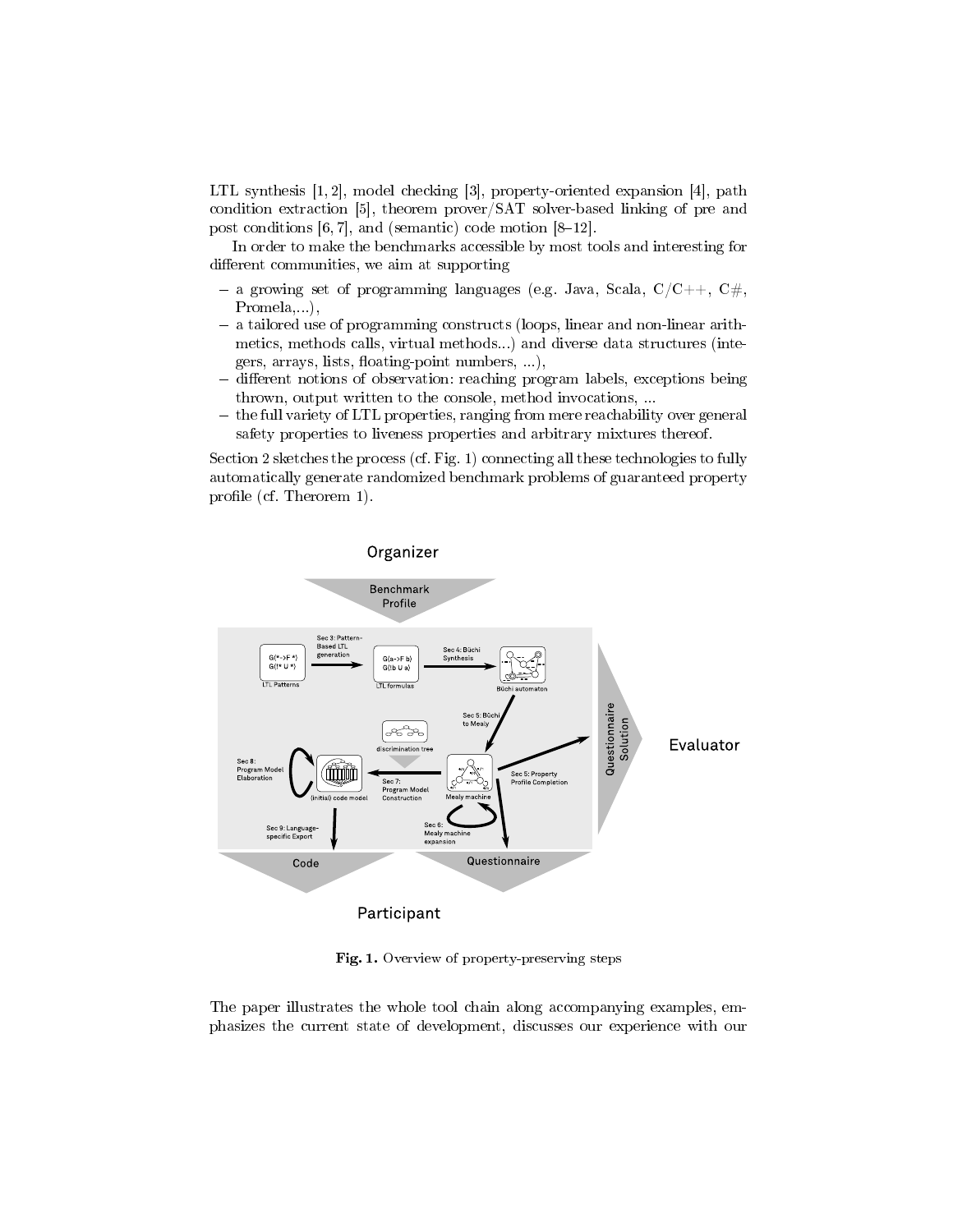LTL synthesis [1, 2], model checking [3], property-oriented expansion [4], path condition extraction [5], theorem prover/SAT solver-based linking of pre and post conditions [6, 7], and (semantic) code motion [8–12].

In order to make the benchmarks accessible by most tools and interesting for different communities, we aim at supporting

- a growing set of programming languages (e.g. Java, Scala, C/C++, C#, Promela,...),
- a tailored use of programming constructs (loops, linear and non-linear arithmetics, methods calls, virtual methods...) and diverse data structures (integers, arrays, lists, floating-point numbers, ...),
- different notions of observation: reaching program labels, exceptions being thrown, output written to the console, method invocations, ...
- the full variety of LTL properties, ranging from mere reachability over general safety properties to liveness properties and arbitrary mixtures thereof.

Section 2 sketches the process (cf. Fig. 1) connecting all these technologies to fully automatically generate randomized benchmark problems of guaranteed property profile (cf. Therorem 1).

**Fig. 1.** Overview of property-preserving steps

The paper illustrates the whole tool chain along accompanying examples, emphasizes the current state of development, discusses our experience with our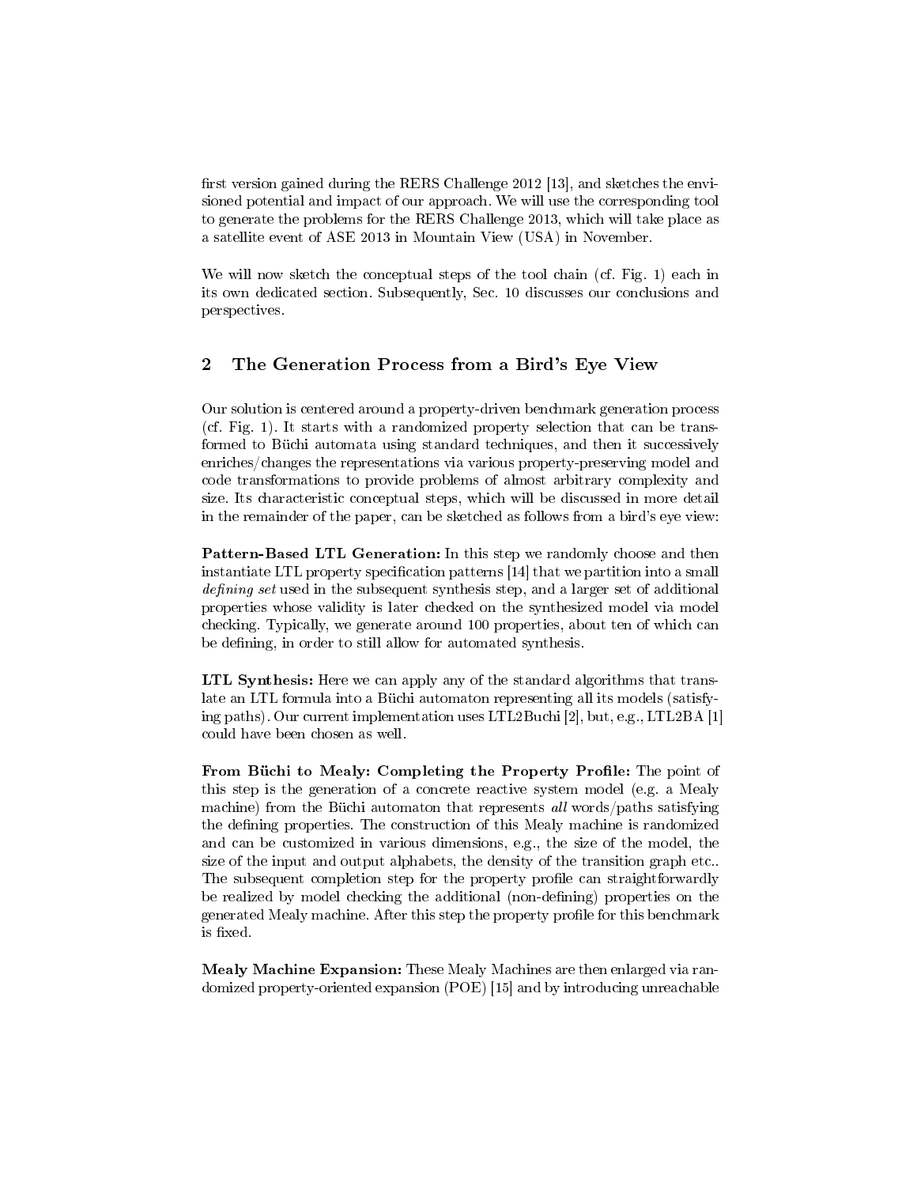first version gained during the RERS Challenge 2012 [13], and sketches the envisioned potential and impact of our approach. We will use the corresponding tool to generate the problems for the RERS Challenge 2013, which will take place as a satellite event of ASE 2013 in Mountain View (USA) in November.

We will now sketch the conceptual steps of the tool chain (cf. Fig. 1) each in its own dedicated section. Subsequently, Sec. 10 discusses our conclusions and perspectives.

## 2 The Generation Process from a Bird's Eye View

Our solution is centered around a property-driven benchmark generation process (cf. Fig. 1). It starts with a randomized property selection that can be transformed to Büchi automata using standard techniques, and then it successively enriches/changes the representations via various property-preserving model and code transformations to provide problems of almost arbitrary complexity and size. Its characteristic conceptual steps, which will be discussed in more detail in the remainder of the paper, can be sketched as follows from a bird's eye view:

**Pattern-Based LTL Generation:** In this step we randomly choose and then instantiate LTL property specification patterns [14] that we partition into a small *defining set* used in the subsequent synthesis step, and a larger set of additional properties whose validity is later checked on the synthesized model via model checking. Typically, we generate around 100 properties, about ten of which can be defining, in order to still allow for automated synthesis.

**LTL Synthesis:** Here we can apply any of the standard algorithms that translate an LTL formula into a Büchi automaton representing all its models (satisfying paths). Our current implementation uses LTL2Buchi [2], but, e.g., LTL2BA [1] could have been chosen as well.

**From Büchi to Mealy: Completing the Property Profile:** The point of this step is the generation of a concrete reactive system model (e.g. a Mealy machine) from the Büchi automaton that represents *all* words/paths satisfying the defining properties. The construction of this Mealy machine is randomized and can be customized in various dimensions, e.g., the size of the model, the size of the input and output alphabets, the density of the transition graph etc.. The subsequent completion step for the property profile can straightforwardly be realized by model checking the additional (non-defining) properties on the generated Mealy machine. After this step the property profile for this benchmark is fixed.

**Mealy Machine Expansion:** These Mealy Machines are then enlarged via randomized property-oriented expansion (POE) [15] and by introducing unreachable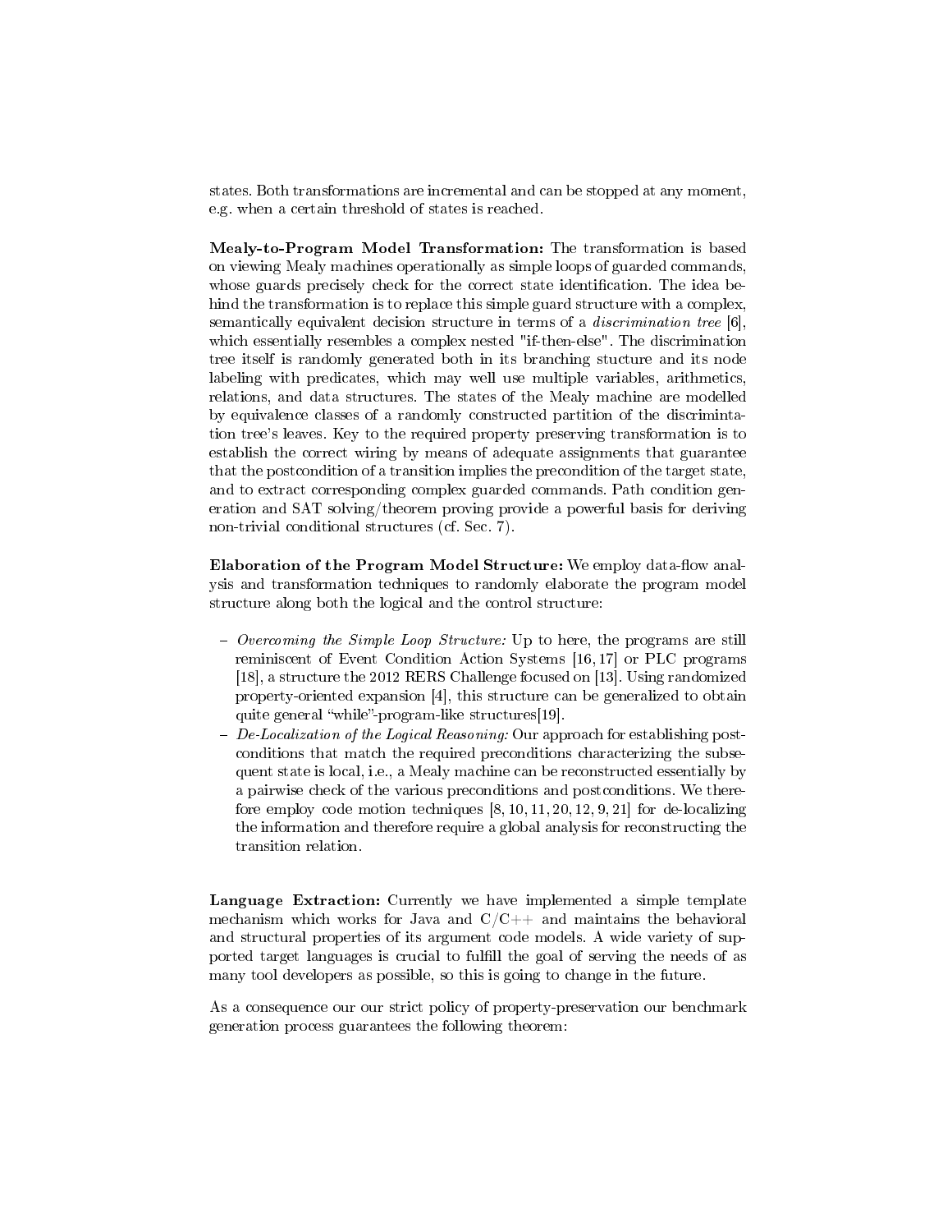states. Both transformations are incremental and can be stopped at any moment, e.g. when a certain threshold of states is reached.

**Mealy-to-Program Model Transformation:** The transformation is based on viewing Mealy machines operationally as simple loops of guarded commands, whose guards precisely check for the correct state identification. The idea behind the transformation is to replace this simple guard structure with a complex, semantically equivalent decision structure in terms of a *discrimination tree* [6], which essentially resembles a complex nested "if-then-else". The discrimination tree itself is randomly generated both in its branching stucture and its node labeling with predicates, which may well use multiple variables, arithmetics, relations, and data structures. The states of the Mealy machine are modelled by equivalence classes of a randomly constructed partition of the discrimintation tree's leaves. Key to the required property preserving transformation is to establish the correct wiring by means of adequate assignments that guarantee that the postcondition of a transition implies the precondition of the target state, and to extract corresponding complex guarded commands. Path condition generation and SAT solving/theorem proving provide a powerful basis for deriving non-trivial conditional structures (cf. Sec. 7).

**Elaboration of the Program Model Structure:** We employ data-flow analysis and transformation techniques to randomly elaborate the program model structure along both the logical and the control structure:

- *Overcoming the Simple Loop Structure:* Up to here, the programs are still reminiscent of Event Condition Action Systems [16, 17] or PLC programs [18], a structure the 2012 RERS Challenge focused on [13]. Using randomized property-oriented expansion [4], this structure can be generalized to obtain quite general "while"-program-like structures[19].
- *De-Localization of the Logical Reasoning:* Our approach for establishing postconditions that match the required preconditions characterizing the subsequent state is local, i.e., a Mealy machine can be reconstructed essentially by a pairwise check of the various preconditions and postconditions. We therefore employ code motion techniques [8, 10, 11, 20, 12, 9, 21] for de-localizing the information and therefore require a global analysis for reconstructing the transition relation.

**Language Extraction:** Currently we have implemented a simple template mechanism which works for Java and C/C++ and maintains the behavioral and structural properties of its argument code models. A wide variety of supported target languages is crucial to fulfill the goal of serving the needs of as many tool developers as possible, so this is going to change in the future.

As a consequence our our strict policy of property-preservation our benchmark generation process guarantees the following theorem: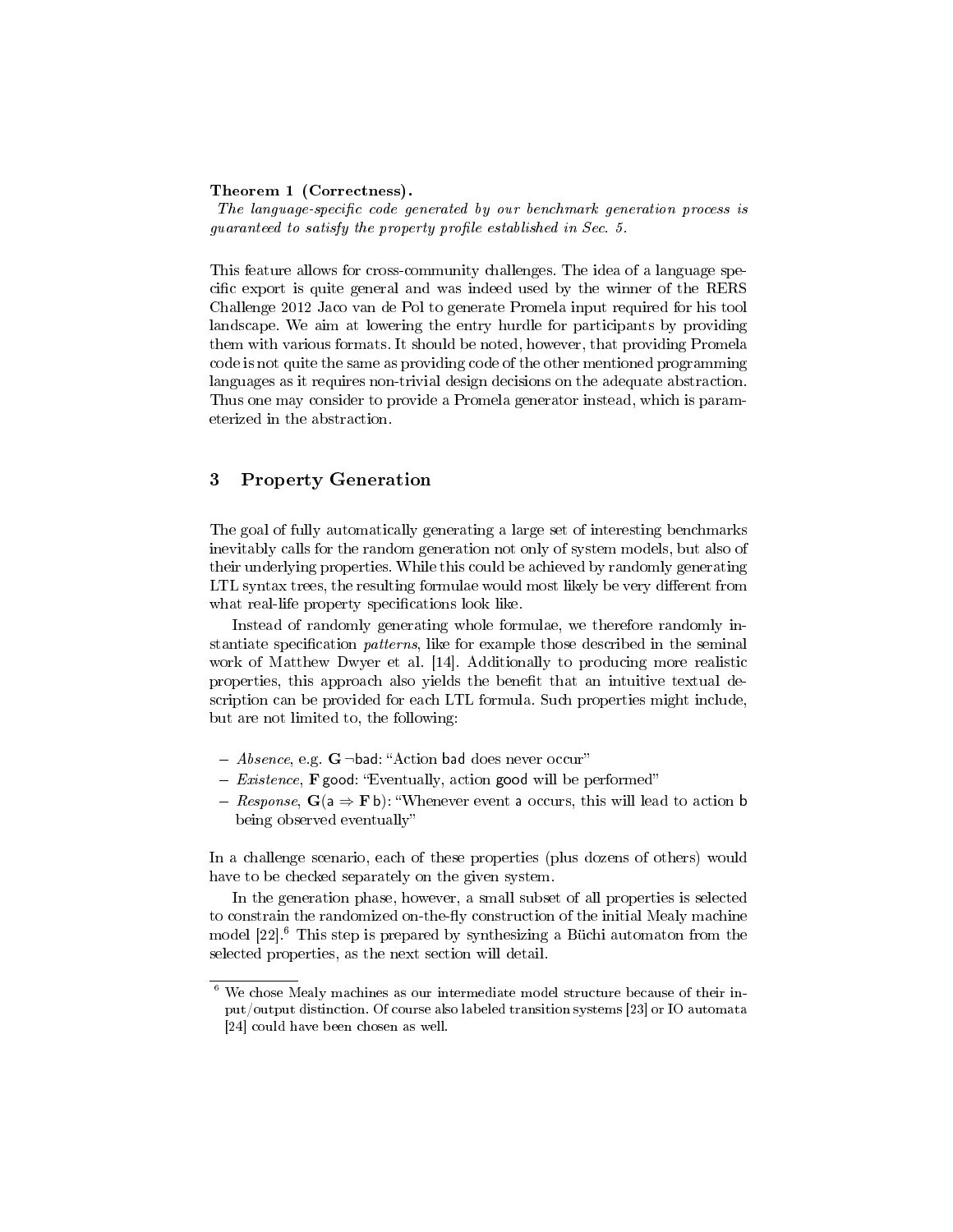**Theorem 1 (Correctness).**
*The language-specific code generated by our benchmark generation process is guaranteed to satisfy the property profile established in Sec. 5.*

This feature allows for cross-community challenges. The idea of a language specific export is quite general and was indeed used by the winner of the RERS Challenge 2012 Jaco van de Pol to generate Promela input required for his tool landscape. We aim at lowering the entry hurdle for participants by providing them with various formats. It should be noted, however, that providing Promela code is not quite the same as providing code of the other mentioned programming languages as it requires non-trivial design decisions on the adequate abstraction. Thus one may consider to provide a Promela generator instead, which is parameterized in the abstraction.

## 3 Property Generation

The goal of fully automatically generating a large set of interesting benchmarks inevitably calls for the random generation not only of system models, but also of their underlying properties. While this could be achieved by randomly generating LTL syntax trees, the resulting formulae would most likely be very different from what real-life property specifications look like.

Instead of randomly generating whole formulae, we therefore randomly instantiate specification *patterns*, like for example those described in the seminal work of Matthew Dwyer et al. [14]. Additionally to producing more realistic properties, this approach also yields the benefit that an intuitive textual description can be provided for each LTL formula. Such properties might include, but are not limited to, the following:

- *Absence*, e.g. $\mathbf{G}\,\neg\mathsf{bad}$: "Action bad does never occur"
- *Existence*, $\mathbf{F}\,\mathsf{good}$: "Eventually, action good will be performed"
- *Response*, $\mathbf{G}(\mathsf{a} \Rightarrow \mathbf{F}\,\mathsf{b})$: "Whenever event a occurs, this will lead to action b being observed eventually"

In a challenge scenario, each of these properties (plus dozens of others) would have to be checked separately on the given system.

In the generation phase, however, a small subset of all properties is selected to constrain the randomized on-the-fly construction of the initial Mealy machine model [22].[6] This step is prepared by synthesizing a Büchi automaton from the selected properties, as the next section will detail.

[6] We chose Mealy machines as our intermediate model structure because of their input/output distinction. Of course also labeled transition systems [23] or IO automata [24] could have been chosen as well.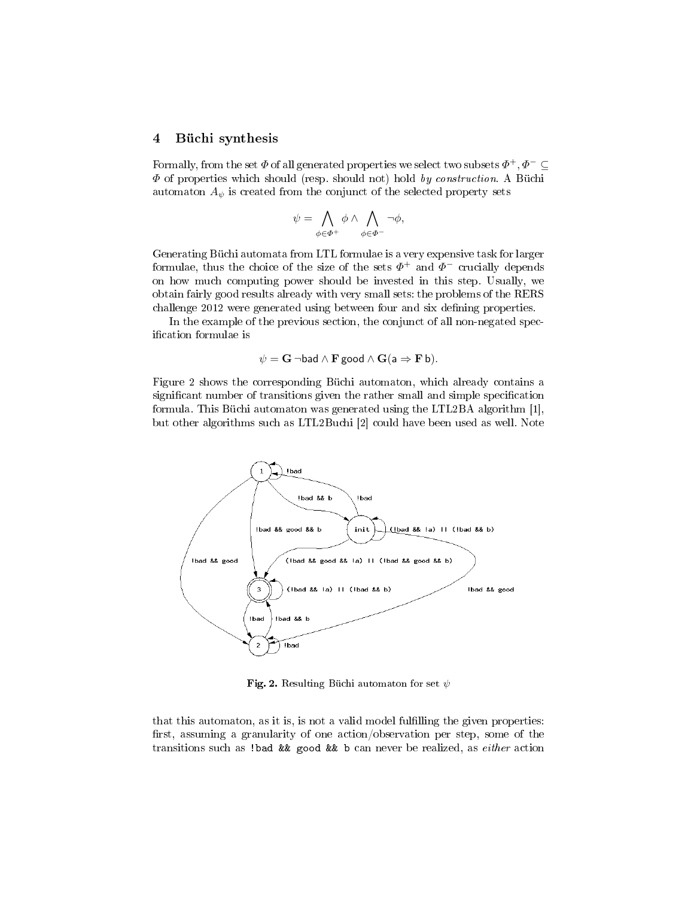## 4 Büchi synthesis

Formally, from the set $\Phi$ of all generated properties we select two subsets $\Phi^+, \Phi^- \subseteq \Phi$ of properties which should (resp. should not) hold *by construction*. A Büchi automaton $A_\psi$ is created from the conjunct of the selected property sets

$$\psi = \bigwedge_{\phi \in \Phi^+} \phi \wedge \bigwedge_{\phi \in \Phi^-} \neg\phi,$$

Generating Büchi automata from LTL formulae is a very expensive task for larger formulae, thus the choice of the size of the sets $\Phi^+$ and $\Phi^-$ crucially depends on how much computing power should be invested in this step. Usually, we obtain fairly good results already with very small sets: the problems of the RERS challenge 2012 were generated using between four and six defining properties.

In the example of the previous section, the conjunct of all non-negated specification formulae is

$$\psi = \mathbf{G}\,\neg\mathsf{bad} \wedge \mathbf{F}\,\mathsf{good} \wedge \mathbf{G}(\mathsf{a} \Rightarrow \mathbf{F}\,\mathsf{b}).$$

Figure 2 shows the corresponding Büchi automaton, which already contains a significant number of transitions given the rather small and simple specification formula. This Büchi automaton was generated using the LTL2BA algorithm [1], but other algorithms such as LTL2Buchi [2] could have been used as well. Note

**Fig. 2.** Resulting Büchi automaton for set $\psi$

that this automaton, as it is, is not a valid model fulfilling the given properties: first, assuming a granularity of one action/observation per step, some of the transitions such as `!bad && good && b` can never be realized, as *either* action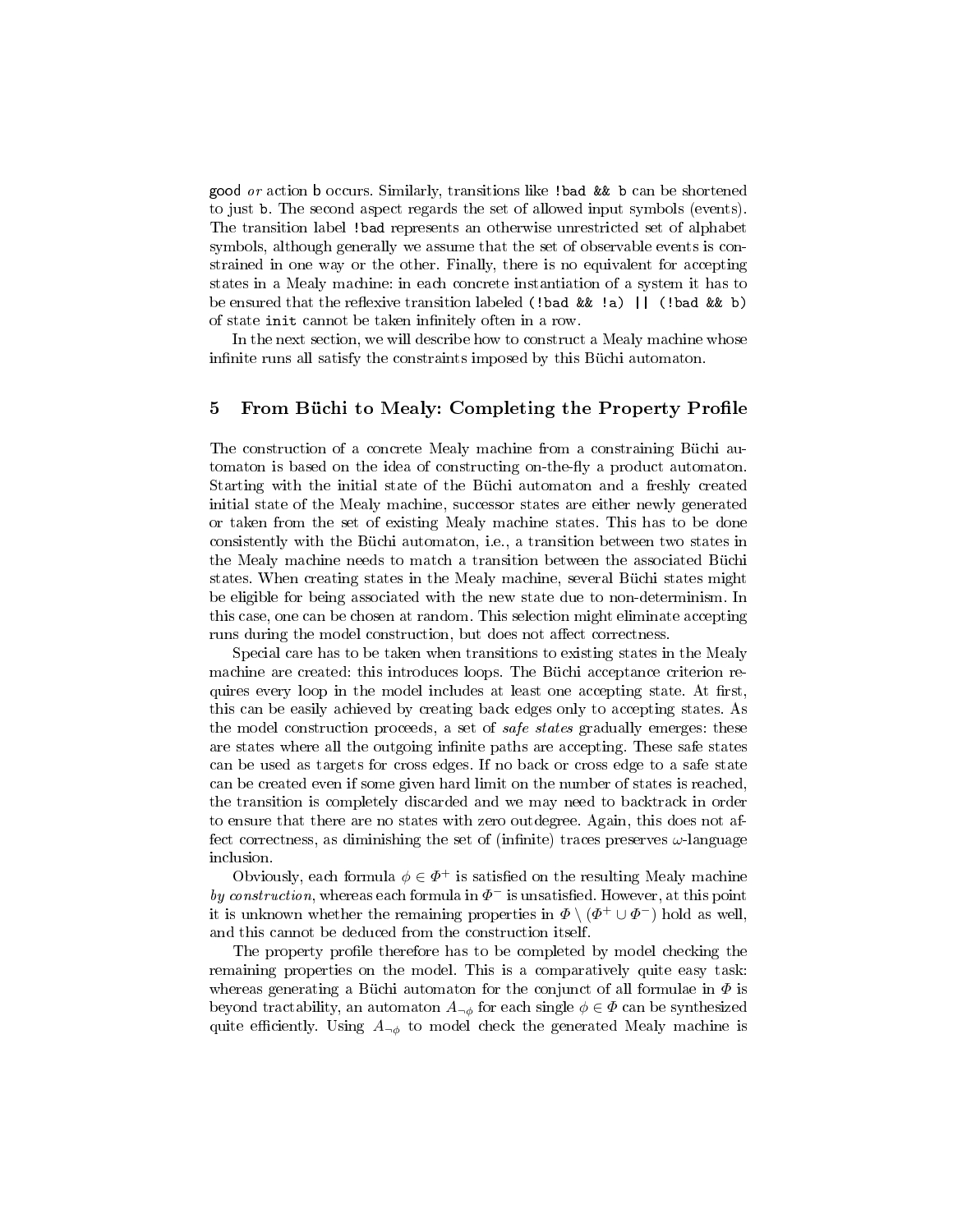`good` *or* action `b` occurs. Similarly, transitions like `!bad && b` can be shortened to just `b`. The second aspect regards the set of allowed input symbols (events). The transition label `!bad` represents an otherwise unrestricted set of alphabet symbols, although generally we assume that the set of observable events is constrained in one way or the other. Finally, there is no equivalent for accepting states in a Mealy machine: in each concrete instantiation of a system it has to be ensured that the reflexive transition labeled `(!bad && !a) || (!bad && b)` of state `init` cannot be taken infinitely often in a row.

In the next section, we will describe how to construct a Mealy machine whose infinite runs all satisfy the constraints imposed by this Büchi automaton.

## 5 From Büchi to Mealy: Completing the Property Profile

The construction of a concrete Mealy machine from a constraining Büchi automaton is based on the idea of constructing on-the-fly a product automaton. Starting with the initial state of the Büchi automaton and a freshly created initial state of the Mealy machine, successor states are either newly generated or taken from the set of existing Mealy machine states. This has to be done consistently with the Büchi automaton, i.e., a transition between two states in the Mealy machine needs to match a transition between the associated Büchi states. When creating states in the Mealy machine, several Büchi states might be eligible for being associated with the new state due to non-determinism. In this case, one can be chosen at random. This selection might eliminate accepting runs during the model construction, but does not affect correctness.

Special care has to be taken when transitions to existing states in the Mealy machine are created: this introduces loops. The Büchi acceptance criterion requires every loop in the model includes at least one accepting state. At first, this can be easily achieved by creating back edges only to accepting states. As the model construction proceeds, a set of *safe states* gradually emerges: these are states where all the outgoing infinite paths are accepting. These safe states can be used as targets for cross edges. If no back or cross edge to a safe state can be created even if some given hard limit on the number of states is reached, the transition is completely discarded and we may need to backtrack in order to ensure that there are no states with zero outdegree. Again, this does not affect correctness, as diminishing the set of (infinite) traces preserves $\omega$-language inclusion.

Obviously, each formula $\phi \in \Phi^+$ is satisfied on the resulting Mealy machine *by construction*, whereas each formula in $\Phi^-$ is unsatisfied. However, at this point it is unknown whether the remaining properties in $\Phi \setminus (\Phi^+ \cup \Phi^-)$ hold as well, and this cannot be deduced from the construction itself.

The property profile therefore has to be completed by model checking the remaining properties on the model. This is a comparatively quite easy task: whereas generating a Büchi automaton for the conjunct of all formulae in $\Phi$ is beyond tractability, an automaton $A_{\neg\phi}$ for each single $\phi \in \Phi$ can be synthesized quite efficiently. Using $A_{\neg\phi}$ to model check the generated Mealy machine is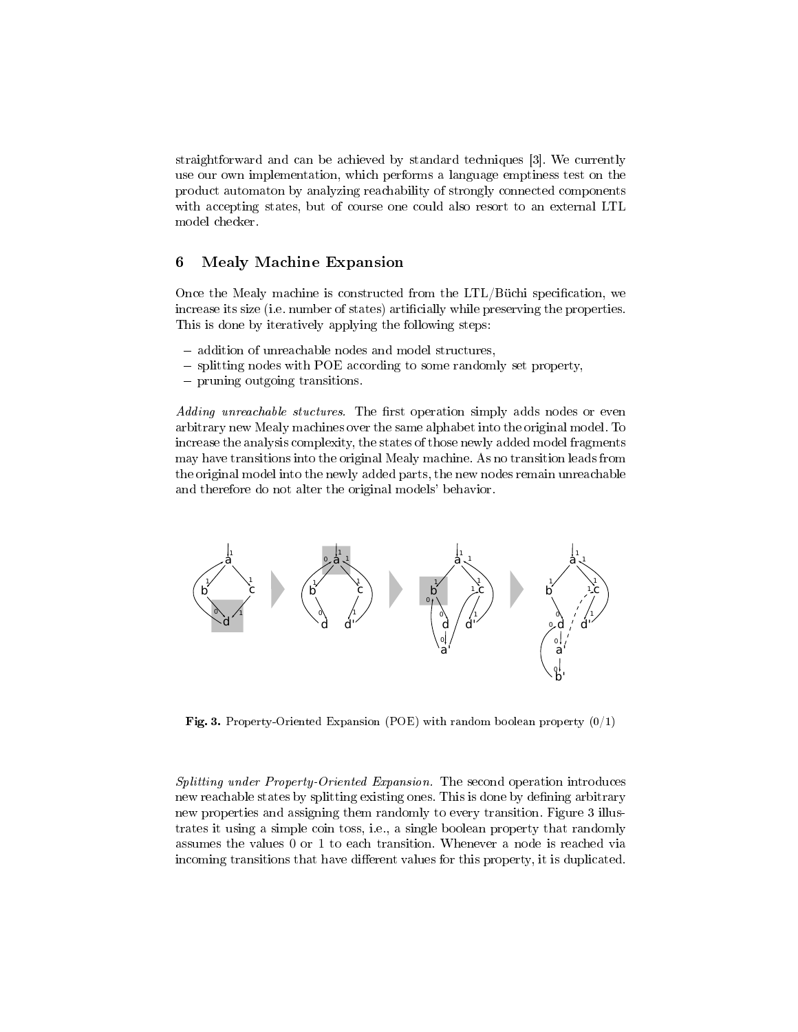straightforward and can be achieved by standard techniques [3]. We currently use our own implementation, which performs a language emptiness test on the product automaton by analyzing reachability of strongly connected components with accepting states, but of course one could also resort to an external LTL model checker.

## 6 Mealy Machine Expansion

Once the Mealy machine is constructed from the LTL/Büchi specification, we increase its size (i.e. number of states) artificially while preserving the properties. This is done by iteratively applying the following steps:

– addition of unreachable nodes and model structures,
– splitting nodes with POE according to some randomly set property,
– pruning outgoing transitions.

*Adding unreachable stuctures.* The first operation simply adds nodes or even arbitrary new Mealy machines over the same alphabet into the original model. To increase the analysis complexity, the states of those newly added model fragments may have transitions into the original Mealy machine. As no transition leads from the original model into the newly added parts, the new nodes remain unreachable and therefore do not alter the original models' behavior.

**Fig. 3.** Property-Oriented Expansion (POE) with random boolean property (0/1)

*Splitting under Property-Oriented Expansion.* The second operation introduces new reachable states by splitting existing ones. This is done by defining arbitrary new properties and assigning them randomly to every transition. Figure 3 illustrates it using a simple coin toss, i.e., a single boolean property that randomly assumes the values 0 or 1 to each transition. Whenever a node is reached via incoming transitions that have different values for this property, it is duplicated.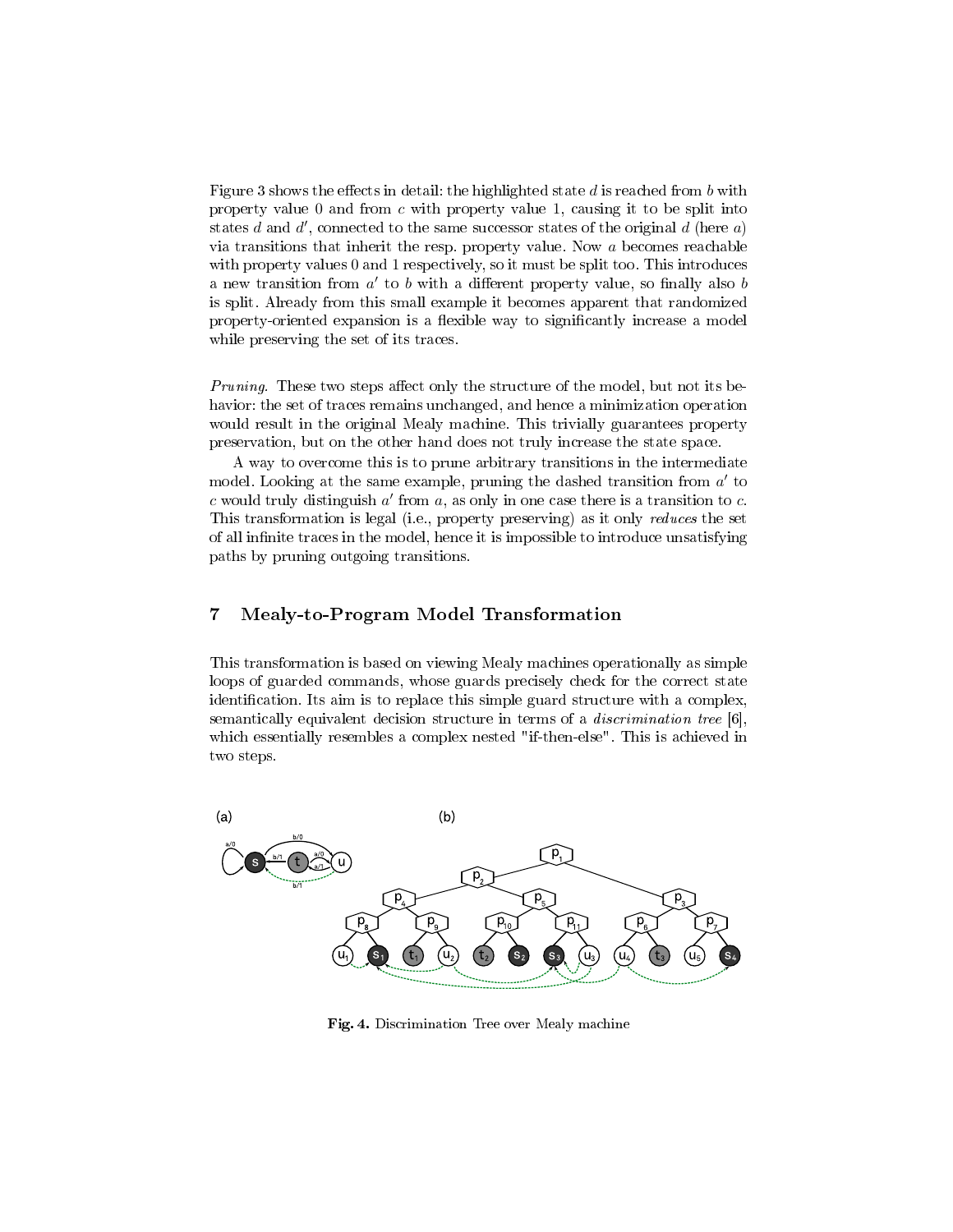Figure 3 shows the effects in detail: the highlighted state $d$ is reached from $b$ with property value 0 and from $c$ with property value 1, causing it to be split into states $d$ and $d'$, connected to the same successor states of the original $d$ (here $a$) via transitions that inherit the resp. property value. Now $a$ becomes reachable with property values 0 and 1 respectively, so it must be split too. This introduces a new transition from $a'$ to $b$ with a different property value, so finally also $b$ is split. Already from this small example it becomes apparent that randomized property-oriented expansion is a flexible way to significantly increase a model while preserving the set of its traces.

*Pruning.* These two steps affect only the structure of the model, but not its behavior: the set of traces remains unchanged, and hence a minimization operation would result in the original Mealy machine. This trivially guarantees property preservation, but on the other hand does not truly increase the state space.

A way to overcome this is to prune arbitrary transitions in the intermediate model. Looking at the same example, pruning the dashed transition from $a'$ to $c$ would truly distinguish $a'$ from $a$, as only in one case there is a transition to $c$. This transformation is legal (i.e., property preserving) as it only *reduces* the set of all infinite traces in the model, hence it is impossible to introduce unsatisfying paths by pruning outgoing transitions.

## 7 Mealy-to-Program Model Transformation

This transformation is based on viewing Mealy machines operationally as simple loops of guarded commands, whose guards precisely check for the correct state identification. Its aim is to replace this simple guard structure with a complex, semantically equivalent decision structure in terms of a *discrimination tree* [6], which essentially resembles a complex nested "if-then-else". This is achieved in two steps.

**Fig. 4.** Discrimination Tree over Mealy machine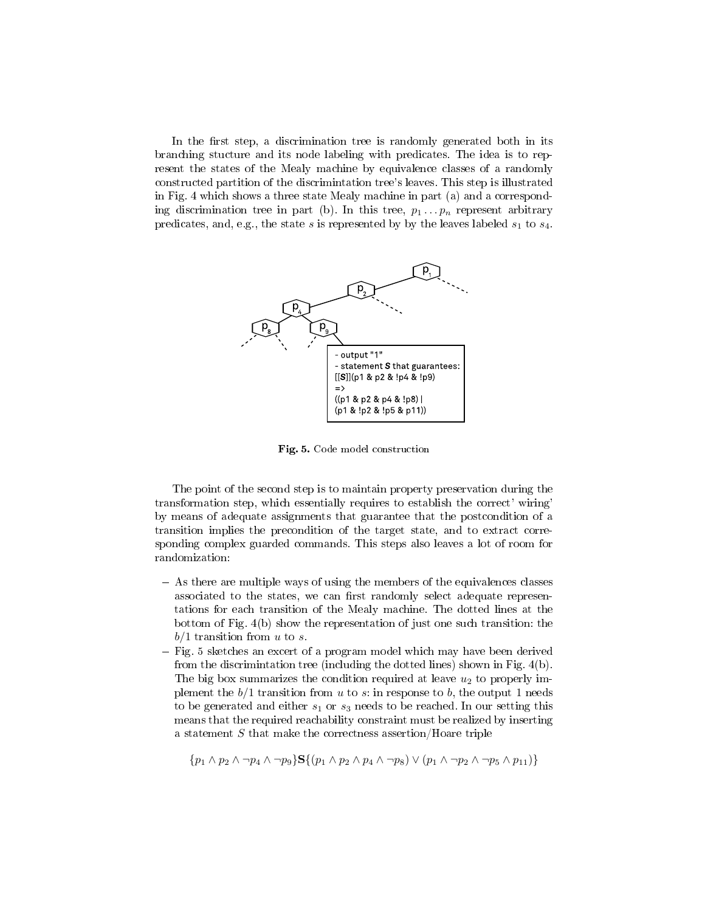In the first step, a discrimination tree is randomly generated both in its branching stucture and its node labeling with predicates. The idea is to represent the states of the Mealy machine by equivalence classes of a randomly constructed partition of the discrimintation tree's leaves. This step is illustrated in Fig. 4 which shows a three state Mealy machine in part (a) and a corresponding discrimination tree in part (b). In this tree, $p_1 \dots p_n$ represent arbitrary predicates, and, e.g., the state $s$ is represented by by the leaves labeled $s_1$ to $s_4$.

**Fig. 5.** Code model construction

The point of the second step is to maintain property preservation during the transformation step, which essentially requires to establish the correct' wiring' by means of adequate assignments that guarantee that the postcondition of a transition implies the precondition of the target state, and to extract corresponding complex guarded commands. This steps also leaves a lot of room for randomization:

- As there are multiple ways of using the members of the equivalences classes associated to the states, we can first randomly select adequate representations for each transition of the Mealy machine. The dotted lines at the bottom of Fig. 4(b) show the representation of just one such transition: the $b/1$ transition from $u$ to $s$.
- Fig. 5 sketches an excert of a program model which may have been derived from the discrimintation tree (including the dotted lines) shown in Fig. 4(b). The big box summarizes the condition required at leave $u_2$ to properly implement the $b/1$ transition from $u$ to $s$: in response to $b$, the output 1 needs to be generated and either $s_1$ or $s_3$ needs to be reached. In our setting this means that the required reachability constraint must be realized by inserting a statement $S$ that make the correctness assertion/Hoare triple

$$\{p_1 \wedge p_2 \wedge \neg p_4 \wedge \neg p_9\}\mathbf{S}\{(p_1 \wedge p_2 \wedge p_4 \wedge \neg p_8) \vee (p_1 \wedge \neg p_2 \wedge \neg p_5 \wedge p_{11})\}$$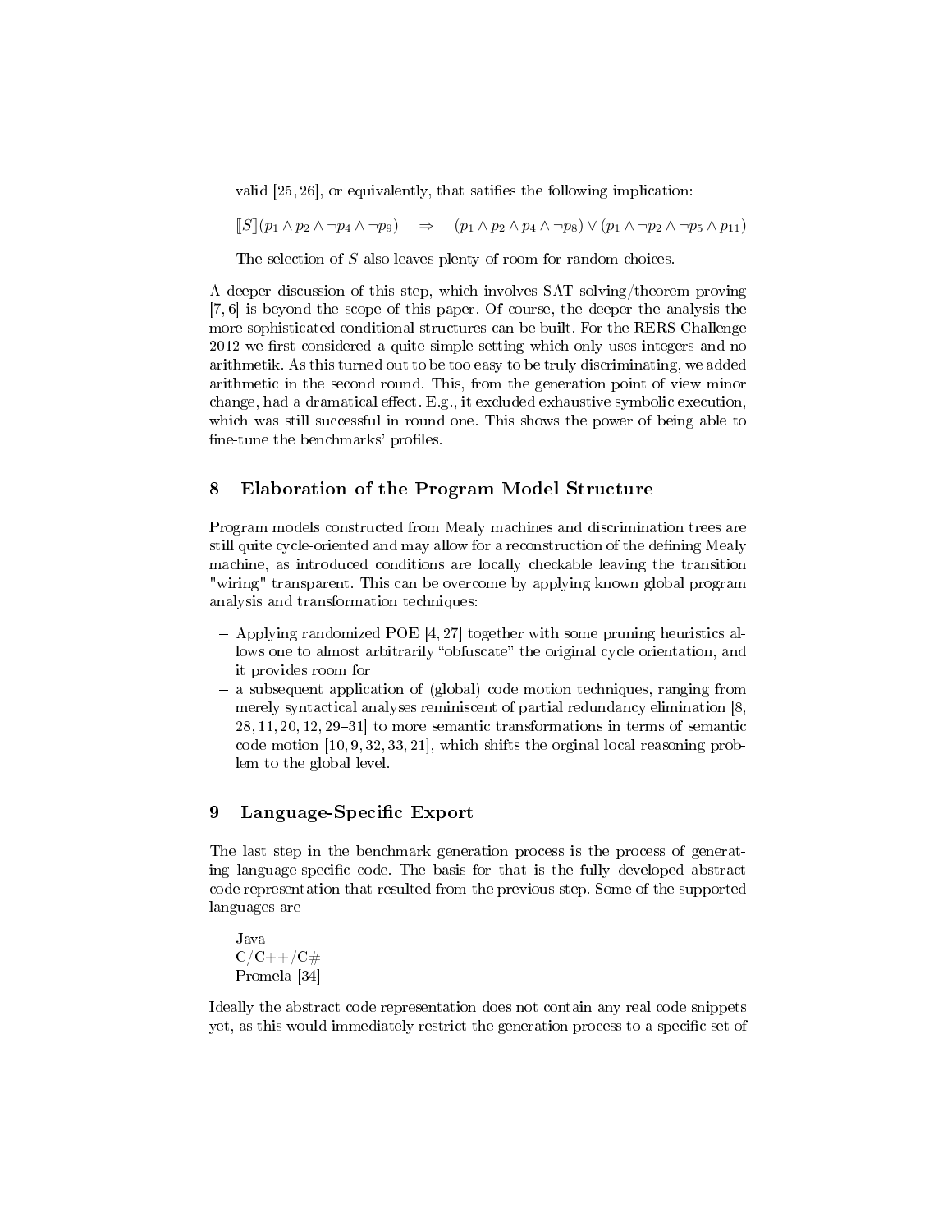valid [25, 26], or equivalently, that satifies the following implication:

$$[\![S]\!](p_1 \wedge p_2 \wedge \neg p_4 \wedge \neg p_9) \quad \Rightarrow \quad (p_1 \wedge p_2 \wedge p_4 \wedge \neg p_8) \vee (p_1 \wedge \neg p_2 \wedge \neg p_5 \wedge p_{11})$$

The selection of $S$ also leaves plenty of room for random choices.

A deeper discussion of this step, which involves SAT solving/theorem proving [7, 6] is beyond the scope of this paper. Of course, the deeper the analysis the more sophisticated conditional structures can be built. For the RERS Challenge 2012 we first considered a quite simple setting which only uses integers and no arithmetik. As this turned out to be too easy to be truly discriminating, we added arithmetic in the second round. This, from the generation point of view minor change, had a dramatical effect. E.g., it excluded exhaustive symbolic execution, which was still successful in round one. This shows the power of being able to fine-tune the benchmarks' profiles.

## 8 Elaboration of the Program Model Structure

Program models constructed from Mealy machines and discrimination trees are still quite cycle-oriented and may allow for a reconstruction of the defining Mealy machine, as introduced conditions are locally checkable leaving the transition "wiring" transparent. This can be overcome by applying known global program analysis and transformation techniques:

- Applying randomized POE [4, 27] together with some pruning heuristics allows one to almost arbitrarily "obfuscate" the original cycle orientation, and it provides room for
- a subsequent application of (global) code motion techniques, ranging from merely syntactical analyses reminiscent of partial redundancy elimination [8, 28, 11, 20, 12, 29–31] to more semantic transformations in terms of semantic code motion [10, 9, 32, 33, 21], which shifts the orginal local reasoning problem to the global level.

## 9 Language-Specific Export

The last step in the benchmark generation process is the process of generating language-specific code. The basis for that is the fully developed abstract code representation that resulted from the previous step. Some of the supported languages are

- Java
- C/C++/C#
- Promela [34]

Ideally the abstract code representation does not contain any real code snippets yet, as this would immediately restrict the generation process to a specific set of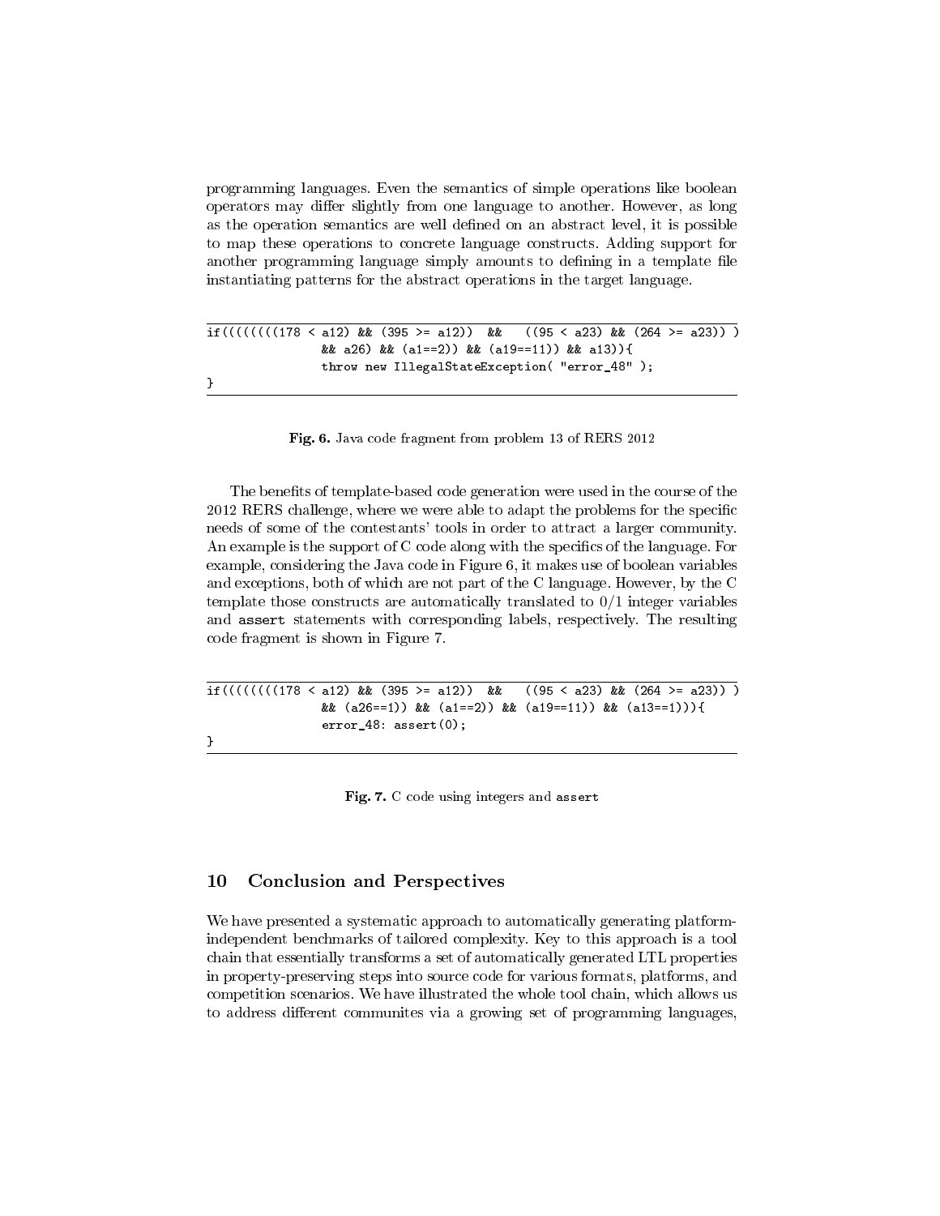programming languages. Even the semantics of simple operations like boolean operators may differ slightly from one language to another. However, as long as the operation semantics are well defined on an abstract level, it is possible to map these operations to concrete language constructs. Adding support for another programming language simply amounts to defining in a template file instantiating patterns for the abstract operations in the target language.

```
if((((((((178 < a12) && (395 >= a12))  &&   ((95 < a23) && (264 >= a23)) )
                && a26) && (a1==2)) && (a19==11)) && a13)){
                throw new IllegalStateException( "error_48" );
}
```

**Fig. 6.** Java code fragment from problem 13 of RERS 2012

The benefits of template-based code generation were used in the course of the 2012 RERS challenge, where we were able to adapt the problems for the specific needs of some of the contestants' tools in order to attract a larger community. An example is the support of C code along with the specifics of the language. For example, considering the Java code in Figure 6, it makes use of boolean variables and exceptions, both of which are not part of the C language. However, by the C template those constructs are automatically translated to 0/1 integer variables and `assert` statements with corresponding labels, respectively. The resulting code fragment is shown in Figure 7.

```
if((((((((178 < a12) && (395 >= a12))  &&   ((95 < a23) && (264 >= a23)) )
                && (a26==1)) && (a1==2)) && (a19==11)) && (a13==1))){
                error_48: assert(0);
}
```

**Fig. 7.** C code using integers and `assert`

## 10 Conclusion and Perspectives

We have presented a systematic approach to automatically generating platform-independent benchmarks of tailored complexity. Key to this approach is a tool chain that essentially transforms a set of automatically generated LTL properties in property-preserving steps into source code for various formats, platforms, and competition scenarios. We have illustrated the whole tool chain, which allows us to address different communites via a growing set of programming languages,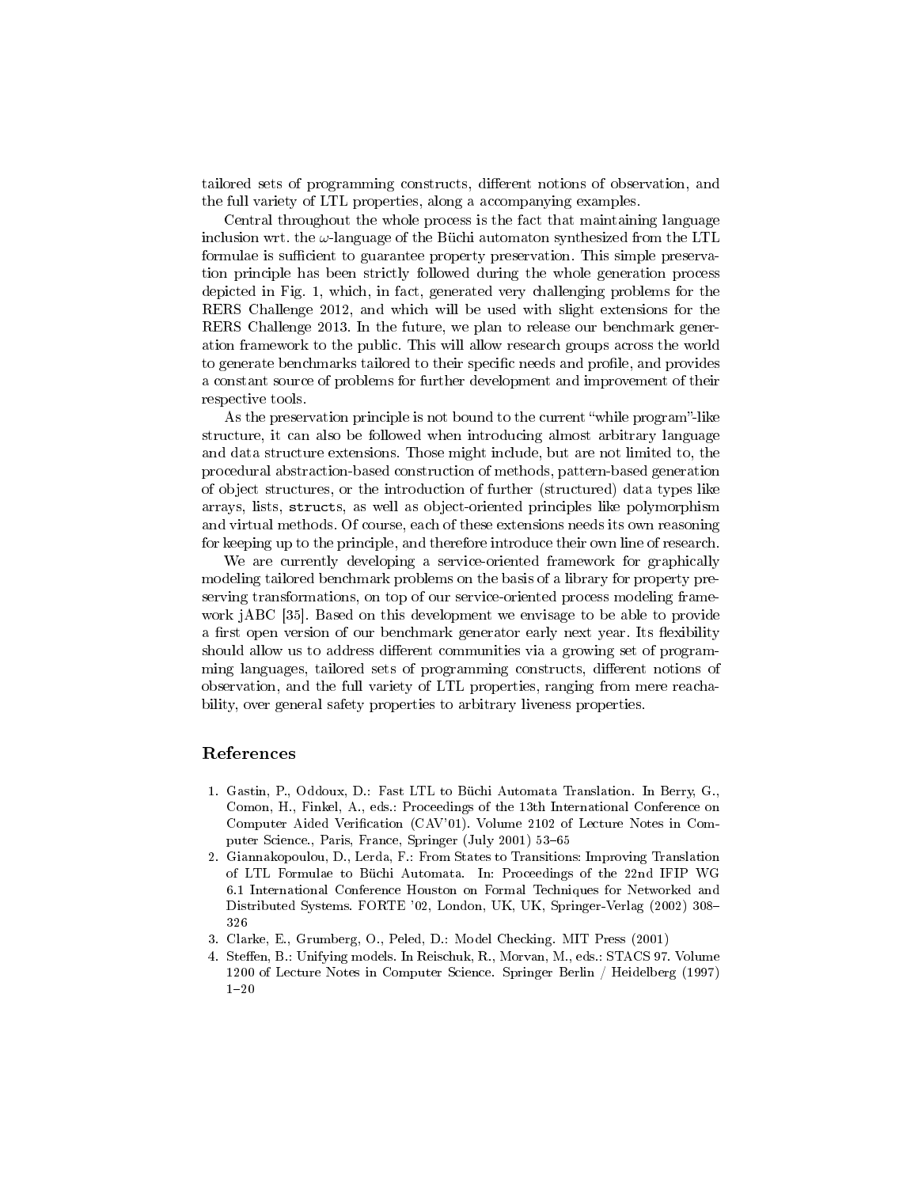tailored sets of programming constructs, different notions of observation, and the full variety of LTL properties, along a accompanying examples.

Central throughout the whole process is the fact that maintaining language inclusion wrt. the $\omega$-language of the Büchi automaton synthesized from the LTL formulae is sufficient to guarantee property preservation. This simple preservation principle has been strictly followed during the whole generation process depicted in Fig. 1, which, in fact, generated very challenging problems for the RERS Challenge 2012, and which will be used with slight extensions for the RERS Challenge 2013. In the future, we plan to release our benchmark generation framework to the public. This will allow research groups across the world to generate benchmarks tailored to their specific needs and profile, and provides a constant source of problems for further development and improvement of their respective tools.

As the preservation principle is not bound to the current "while program"-like structure, it can also be followed when introducing almost arbitrary language and data structure extensions. Those might include, but are not limited to, the procedural abstraction-based construction of methods, pattern-based generation of object structures, or the introduction of further (structured) data types like arrays, lists, `structs`, as well as object-oriented principles like polymorphism and virtual methods. Of course, each of these extensions needs its own reasoning for keeping up to the principle, and therefore introduce their own line of research.

We are currently developing a service-oriented framework for graphically modeling tailored benchmark problems on the basis of a library for property preserving transformations, on top of our service-oriented process modeling framework jABC [35]. Based on this development we envisage to be able to provide a first open version of our benchmark generator early next year. Its flexibility should allow us to address different communities via a growing set of programming languages, tailored sets of programming constructs, different notions of observation, and the full variety of LTL properties, ranging from mere reachability, over general safety properties to arbitrary liveness properties.

## References

1. Gastin, P., Oddoux, D.: Fast LTL to Büchi Automata Translation. In Berry, G., Comon, H., Finkel, A., eds.: Proceedings of the 13th International Conference on Computer Aided Verification (CAV'01). Volume 2102 of Lecture Notes in Computer Science., Paris, France, Springer (July 2001) 53–65
2. Giannakopoulou, D., Lerda, F.: From States to Transitions: Improving Translation of LTL Formulae to Büchi Automata. In: Proceedings of the 22nd IFIP WG 6.1 International Conference Houston on Formal Techniques for Networked and Distributed Systems. FORTE '02, London, UK, UK, Springer-Verlag (2002) 308–326
3. Clarke, E., Grumberg, O., Peled, D.: Model Checking. MIT Press (2001)
4. Steffen, B.: Unifying models. In Reischuk, R., Morvan, M., eds.: STACS 97. Volume 1200 of Lecture Notes in Computer Science. Springer Berlin / Heidelberg (1997) 1–20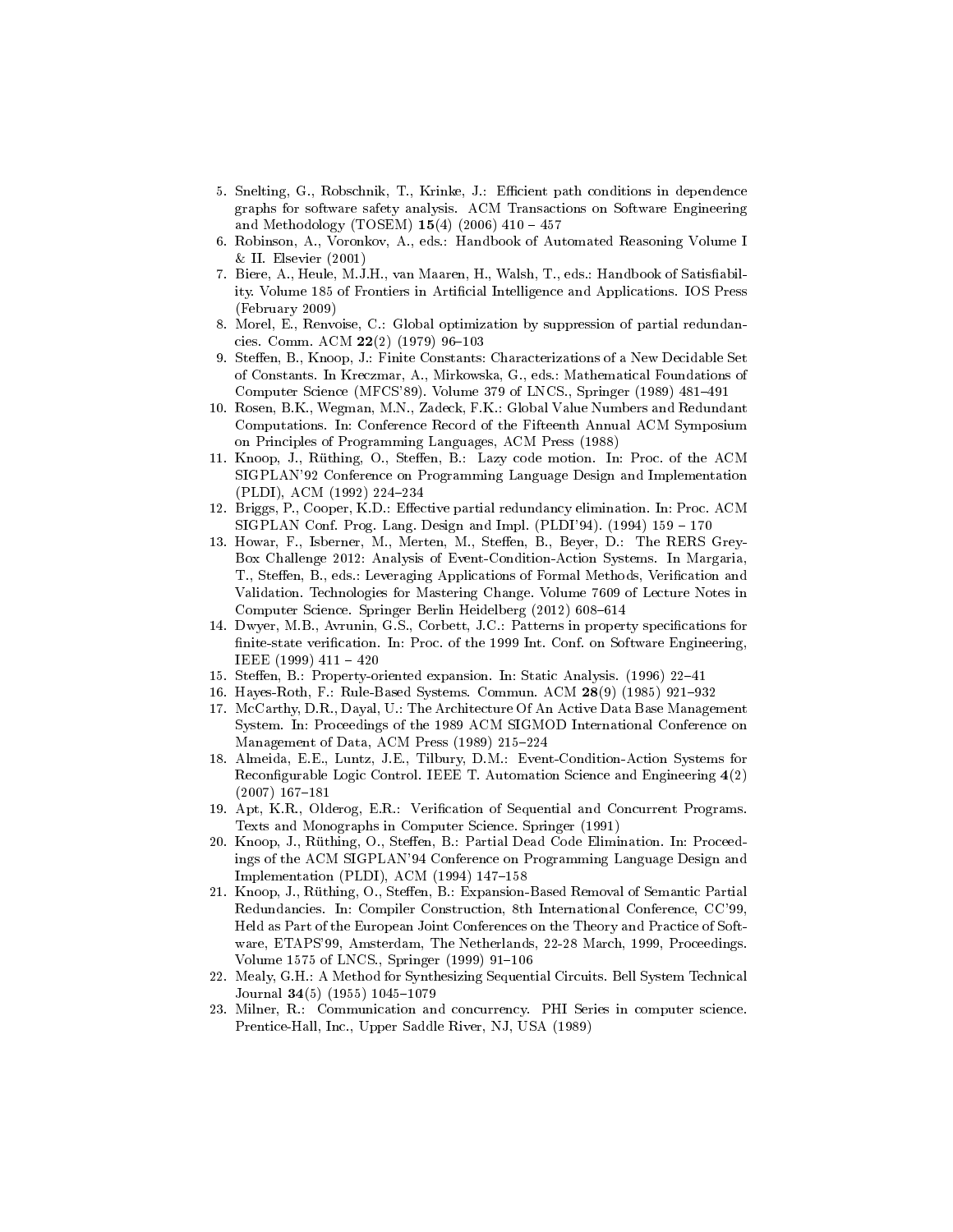5. Snelting, G., Robschnik, T., Krinke, J.: Efficient path conditions in dependence graphs for software safety analysis. ACM Transactions on Software Engineering and Methodology (TOSEM) **15**(4) (2006) 410 – 457
6. Robinson, A., Voronkov, A., eds.: Handbook of Automated Reasoning Volume I & II. Elsevier (2001)
7. Biere, A., Heule, M.J.H., van Maaren, H., Walsh, T., eds.: Handbook of Satisfiability. Volume 185 of Frontiers in Artificial Intelligence and Applications. IOS Press (February 2009)
8. Morel, E., Renvoise, C.: Global optimization by suppression of partial redundancies. Comm. ACM **22**(2) (1979) 96–103
9. Steffen, B., Knoop, J.: Finite Constants: Characterizations of a New Decidable Set of Constants. In Kreczmar, A., Mirkowska, G., eds.: Mathematical Foundations of Computer Science (MFCS'89). Volume 379 of LNCS., Springer (1989) 481–491
10. Rosen, B.K., Wegman, M.N., Zadeck, F.K.: Global Value Numbers and Redundant Computations. In: Conference Record of the Fifteenth Annual ACM Symposium on Principles of Programming Languages, ACM Press (1988)
11. Knoop, J., Rüthing, O., Steffen, B.: Lazy code motion. In: Proc. of the ACM SIGPLAN'92 Conference on Programming Language Design and Implementation (PLDI), ACM (1992) 224–234
12. Briggs, P., Cooper, K.D.: Effective partial redundancy elimination. In: Proc. ACM SIGPLAN Conf. Prog. Lang. Design and Impl. (PLDI'94). (1994) 159 – 170
13. Howar, F., Isberner, M., Merten, M., Steffen, B., Beyer, D.: The RERS Grey-Box Challenge 2012: Analysis of Event-Condition-Action Systems. In Margaria, T., Steffen, B., eds.: Leveraging Applications of Formal Methods, Verification and Validation. Technologies for Mastering Change. Volume 7609 of Lecture Notes in Computer Science. Springer Berlin Heidelberg (2012) 608–614
14. Dwyer, M.B., Avrunin, G.S., Corbett, J.C.: Patterns in property specifications for finite-state verification. In: Proc. of the 1999 Int. Conf. on Software Engineering, IEEE (1999) 411 – 420
15. Steffen, B.: Property-oriented expansion. In: Static Analysis. (1996) 22–41
16. Hayes-Roth, F.: Rule-Based Systems. Commun. ACM **28**(9) (1985) 921–932
17. McCarthy, D.R., Dayal, U.: The Architecture Of An Active Data Base Management System. In: Proceedings of the 1989 ACM SIGMOD International Conference on Management of Data, ACM Press (1989) 215–224
18. Almeida, E.E., Luntz, J.E., Tilbury, D.M.: Event-Condition-Action Systems for Reconfigurable Logic Control. IEEE T. Automation Science and Engineering **4**(2) (2007) 167–181
19. Apt, K.R., Olderog, E.R.: Verification of Sequential and Concurrent Programs. Texts and Monographs in Computer Science. Springer (1991)
20. Knoop, J., Rüthing, O., Steffen, B.: Partial Dead Code Elimination. In: Proceedings of the ACM SIGPLAN'94 Conference on Programming Language Design and Implementation (PLDI), ACM (1994) 147–158
21. Knoop, J., Rüthing, O., Steffen, B.: Expansion-Based Removal of Semantic Partial Redundancies. In: Compiler Construction, 8th International Conference, CC'99, Held as Part of the European Joint Conferences on the Theory and Practice of Software, ETAPS'99, Amsterdam, The Netherlands, 22-28 March, 1999, Proceedings. Volume 1575 of LNCS., Springer (1999) 91–106
22. Mealy, G.H.: A Method for Synthesizing Sequential Circuits. Bell System Technical Journal **34**(5) (1955) 1045–1079
23. Milner, R.: Communication and concurrency. PHI Series in computer science. Prentice-Hall, Inc., Upper Saddle River, NJ, USA (1989)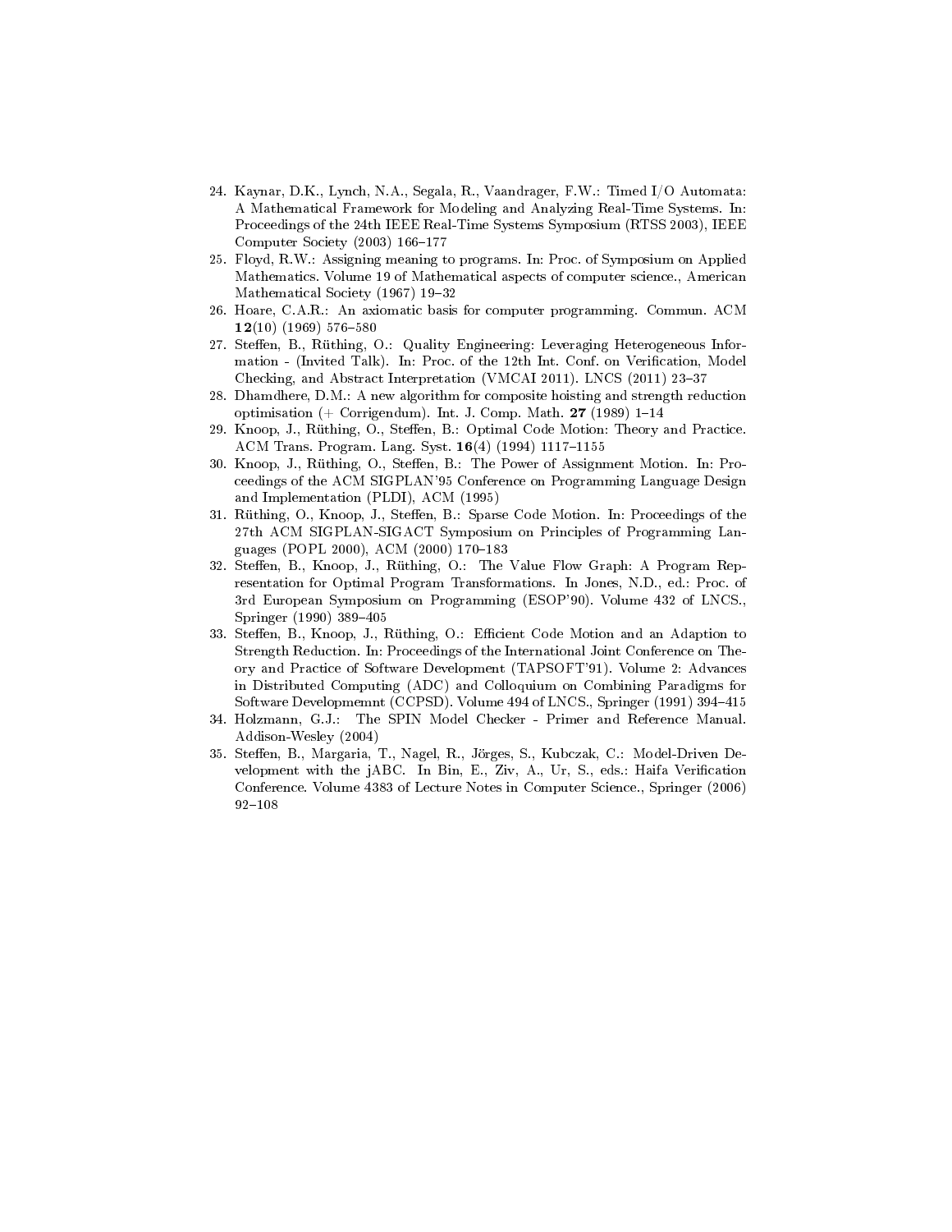24. Kaynar, D.K., Lynch, N.A., Segala, R., Vaandrager, F.W.: Timed I/O Automata: A Mathematical Framework for Modeling and Analyzing Real-Time Systems. In: Proceedings of the 24th IEEE Real-Time Systems Symposium (RTSS 2003), IEEE Computer Society (2003) 166–177
25. Floyd, R.W.: Assigning meaning to programs. In: Proc. of Symposium on Applied Mathematics. Volume 19 of Mathematical aspects of computer science., American Mathematical Society (1967) 19–32
26. Hoare, C.A.R.: An axiomatic basis for computer programming. Commun. ACM **12**(10) (1969) 576–580
27. Steffen, B., Rüthing, O.: Quality Engineering: Leveraging Heterogeneous Information - (Invited Talk). In: Proc. of the 12th Int. Conf. on Verification, Model Checking, and Abstract Interpretation (VMCAI 2011). LNCS (2011) 23–37
28. Dhamdhere, D.M.: A new algorithm for composite hoisting and strength reduction optimisation (+ Corrigendum). Int. J. Comp. Math. **27** (1989) 1–14
29. Knoop, J., Rüthing, O., Steffen, B.: Optimal Code Motion: Theory and Practice. ACM Trans. Program. Lang. Syst. **16**(4) (1994) 1117–1155
30. Knoop, J., Rüthing, O., Steffen, B.: The Power of Assignment Motion. In: Proceedings of the ACM SIGPLAN'95 Conference on Programming Language Design and Implementation (PLDI), ACM (1995)
31. Rüthing, O., Knoop, J., Steffen, B.: Sparse Code Motion. In: Proceedings of the 27th ACM SIGPLAN-SIGACT Symposium on Principles of Programming Languages (POPL 2000), ACM (2000) 170–183
32. Steffen, B., Knoop, J., Rüthing, O.: The Value Flow Graph: A Program Representation for Optimal Program Transformations. In Jones, N.D., ed.: Proc. of 3rd European Symposium on Programming (ESOP'90). Volume 432 of LNCS., Springer (1990) 389–405
33. Steffen, B., Knoop, J., Rüthing, O.: Efficient Code Motion and an Adaption to Strength Reduction. In: Proceedings of the International Joint Conference on Theory and Practice of Software Development (TAPSOFT'91). Volume 2: Advances in Distributed Computing (ADC) and Colloquium on Combining Paradigms for Software Developmemnt (CCPSD). Volume 494 of LNCS., Springer (1991) 394–415
34. Holzmann, G.J.: The SPIN Model Checker - Primer and Reference Manual. Addison-Wesley (2004)
35. Steffen, B., Margaria, T., Nagel, R., Jörges, S., Kubczak, C.: Model-Driven Development with the jABC. In Bin, E., Ziv, A., Ur, S., eds.: Haifa Verification Conference. Volume 4383 of Lecture Notes in Computer Science., Springer (2006) 92–108